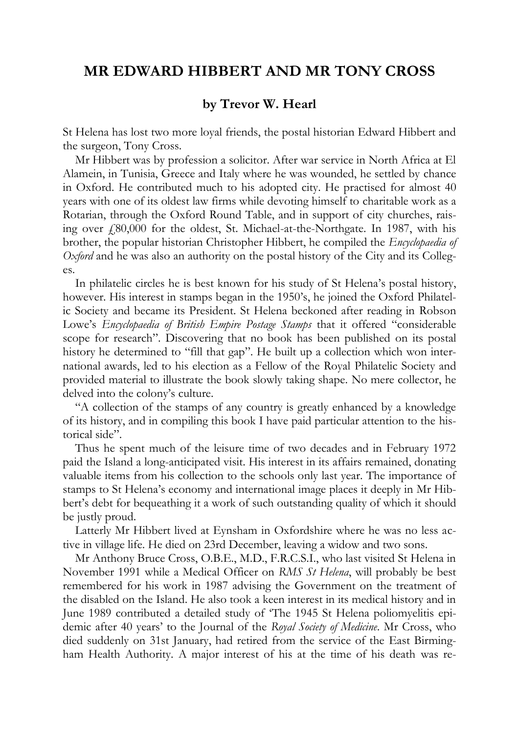# MR EDWARD HIBBERT AND MR TONY CROSS

### by Trevor W. Hearl

St Helena has lost two more loyal friends, the postal historian Edward Hibbert and the surgeon, Tony Cross.

Mr Hibbert was by profession a solicitor. After war service in North Africa at El Alamein, in Tunisia, Greece and Italy where he was wounded, he settled by chance in Oxford. He contributed much to his adopted city. He practised for almost 40 years with one of its oldest law firms while devoting himself to charitable work as a Rotarian, through the Oxford Round Table, and in support of city churches, raising over £80,000 for the oldest, St. Michael-at-the-Northgate. In 1987, with his brother, the popular historian Christopher Hibbert, he compiled the *Encyclopaedia of Oxford* and he was also an authority on the postal history of the City and its Colleges.

In philatelic circles he is best known for his study of St Helena's postal history, however. His interest in stamps began in the 1950's, he joined the Oxford Philatelic Society and became its President. St Helena beckoned after reading in Robson Lowe's *Encyclopaedia of British Empire Postage Stamps* that it offered "considerable scope for research". Discovering that no book has been published on its postal history he determined to "fill that gap". He built up a collection which won international awards, led to his election as a Fellow of the Royal Philatelic Society and provided material to illustrate the book slowly taking shape. No mere collector, he delved into the colony's culture.

"A collection of the stamps of any country is greatly enhanced by a knowledge of its history, and in compiling this book I have paid particular attention to the historical side".

Thus he spent much of the leisure time of two decades and in February 1972 paid the Island a long-anticipated visit. His interest in its affairs remained, donating valuable items from his collection to the schools only last year. The importance of stamps to St Helena's economy and international image places it deeply in Mr Hibbert's debt for bequeathing it a work of such outstanding quality of which it should be justly proud.

Latterly Mr Hibbert lived at Eynsham in Oxfordshire where he was no less active in village life. He died on 23rd December, leaving a widow and two sons.

Mr Anthony Bruce Cross, O.B.E., M.D., F.R.C.S.I., who last visited St Helena in November 1991 while a Medical Officer on *RMS St Helena*, will probably be best remembered for his work in 1987 advising the Government on the treatment of the disabled on the Island. He also took a keen interest in its medical history and in June 1989 contributed a detailed study of 'The 1945 St Helena poliomyelitis epidemic after 40 years' to the Journal of the *Royal Society of Medicine*. Mr Cross, who died suddenly on 31st January, had retired from the service of the East Birmingham Health Authority. A major interest of his at the time of his death was re-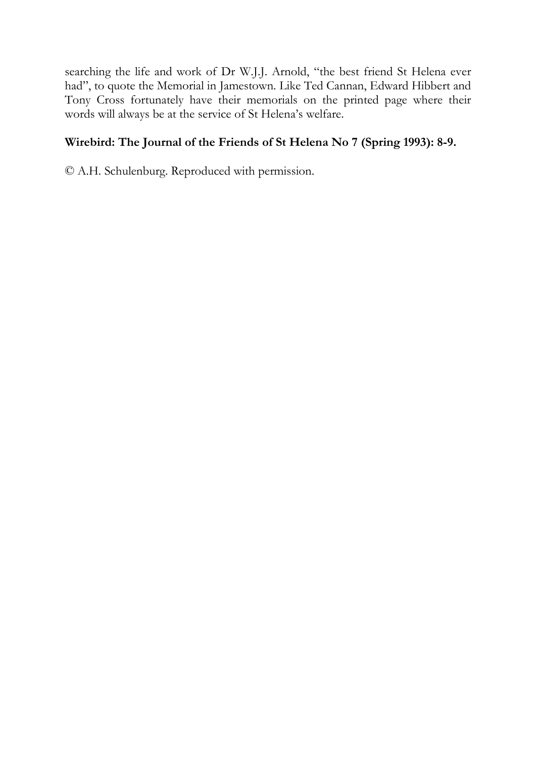searching the life and work of Dr W.J.J. Arnold, "the best friend St Helena ever had", to quote the Memorial in Jamestown. Like Ted Cannan, Edward Hibbert and Tony Cross fortunately have their memorials on the printed page where their words will always be at the service of St Helena's welfare.

**Wirebird: The Journal of the Friends of St Helena No 7 (Spring 1993): 8-9.**

© A.H. Schulenburg. Reproduced with permission.